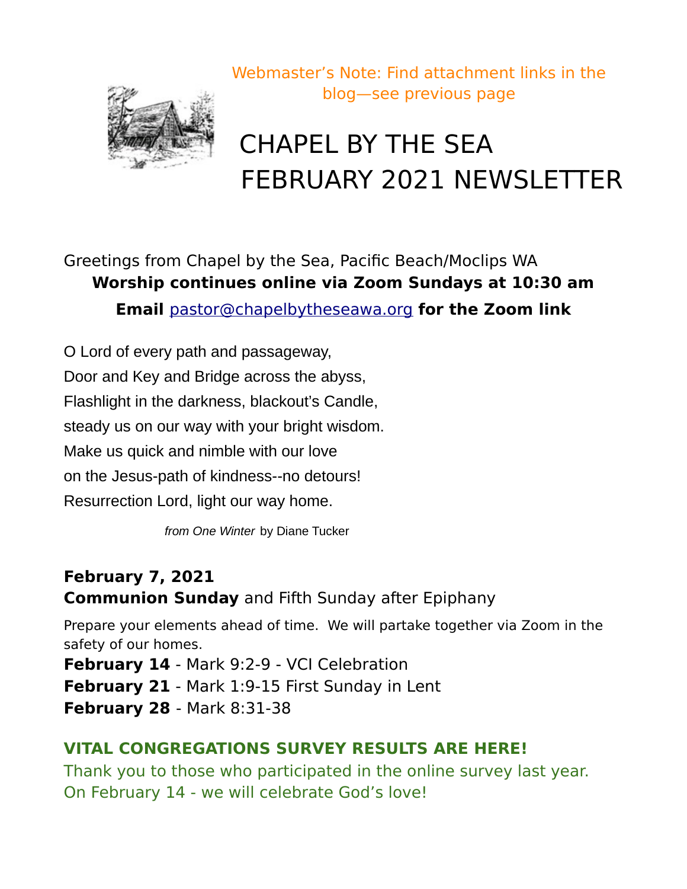Webmaster's Note: Find attachment links in the blog—see previous page

# CHAPEL BY THE SEA
# FEBRUARY 2021 NEWSLETTER

Greetings from Chapel by the Sea, Pacific Beach/Moclips WA

**Worship continues online via Zoom Sundays at 10:30 am**

**Email** pastor@chapelbytheseawa.org **for the Zoom link**

O Lord of every path and passageway,
Door and Key and Bridge across the abyss,
Flashlight in the darkness, blackout's Candle,
steady us on our way with your bright wisdom.
Make us quick and nimble with our love
on the Jesus-path of kindness--no detours!
Resurrection Lord, light our way home.

*from One Winter* by Diane Tucker

**February 7, 2021**
**Communion Sunday** and Fifth Sunday after Epiphany

Prepare your elements ahead of time. We will partake together via Zoom in the safety of our homes.

**February 14** - Mark 9:2-9 - VCI Celebration
**February 21** - Mark 1:9-15 First Sunday in Lent
**February 28** - Mark 8:31-38

**VITAL CONGREGATIONS SURVEY RESULTS ARE HERE!**

Thank you to those who participated in the online survey last year. On February 14 - we will celebrate God's love!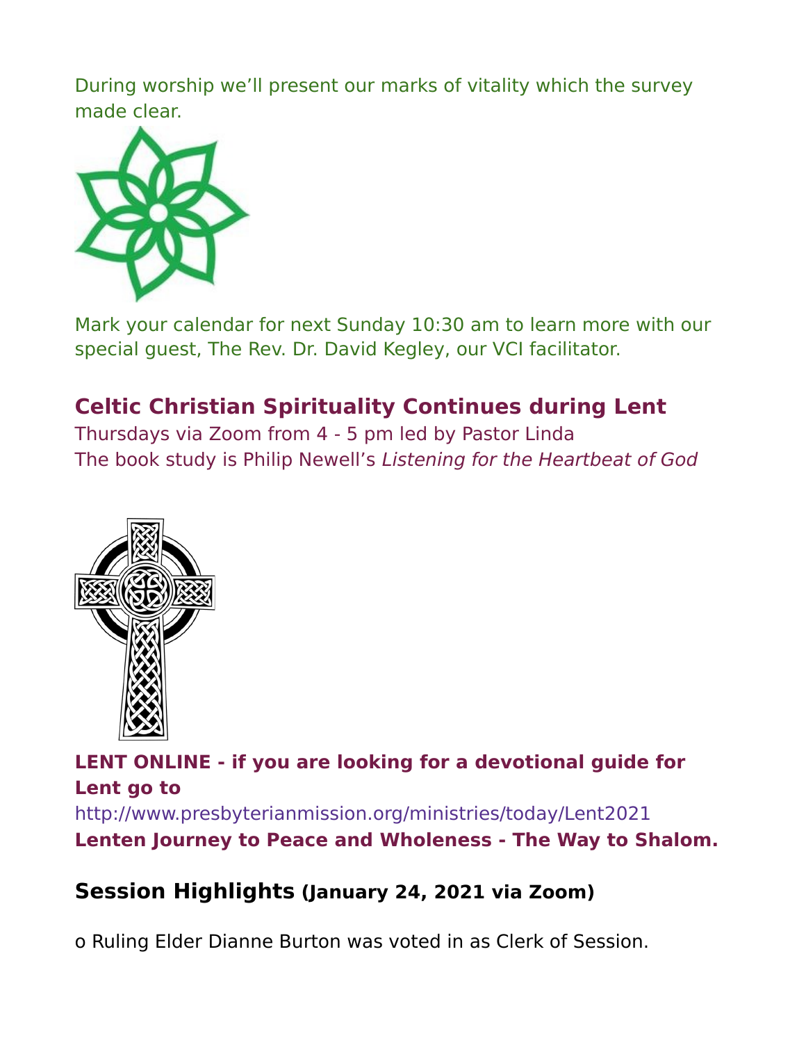During worship we'll present our marks of vitality which the survey made clear.

Mark your calendar for next Sunday 10:30 am to learn more with our special guest, The Rev. Dr. David Kegley, our VCI facilitator.

## Celtic Christian Spirituality Continues during Lent

Thursdays via Zoom from 4 - 5 pm led by Pastor Linda
The book study is Philip Newell's *Listening for the Heartbeat of God*

**LENT ONLINE - if you are looking for a devotional guide for Lent go to**
http://www.presbyterianmission.org/ministries/today/Lent2021
**Lenten Journey to Peace and Wholeness - The Way to Shalom.**

## Session Highlights (January 24, 2021 via Zoom)

o Ruling Elder Dianne Burton was voted in as Clerk of Session.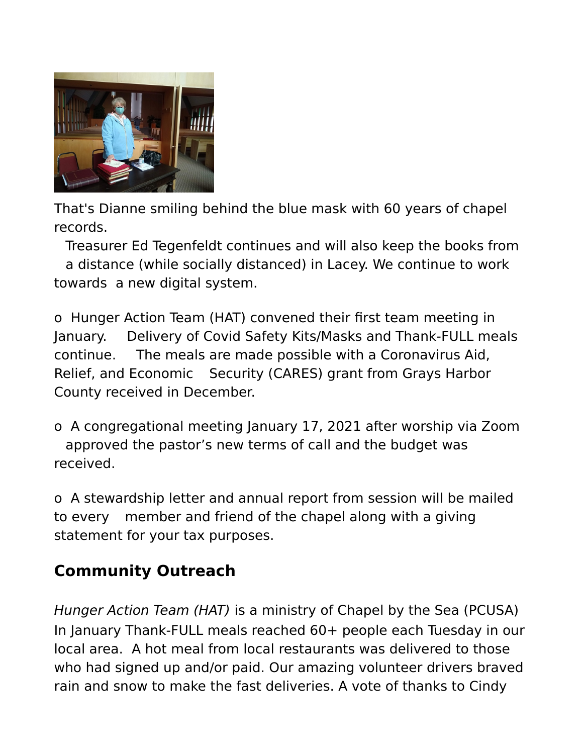That's Dianne smiling behind the blue mask with 60 years of chapel records.

Treasurer Ed Tegenfeldt continues and will also keep the books from a distance (while socially distanced) in Lacey. We continue to work towards a new digital system.

o Hunger Action Team (HAT) convened their first team meeting in January. Delivery of Covid Safety Kits/Masks and Thank-FULL meals continue. The meals are made possible with a Coronavirus Aid, Relief, and Economic Security (CARES) grant from Grays Harbor County received in December.

o A congregational meeting January 17, 2021 after worship via Zoom approved the pastor's new terms of call and the budget was received.

o A stewardship letter and annual report from session will be mailed to every member and friend of the chapel along with a giving statement for your tax purposes.

## Community Outreach

*Hunger Action Team (HAT)* is a ministry of Chapel by the Sea (PCUSA) In January Thank-FULL meals reached 60+ people each Tuesday in our local area. A hot meal from local restaurants was delivered to those who had signed up and/or paid. Our amazing volunteer drivers braved rain and snow to make the fast deliveries. A vote of thanks to Cindy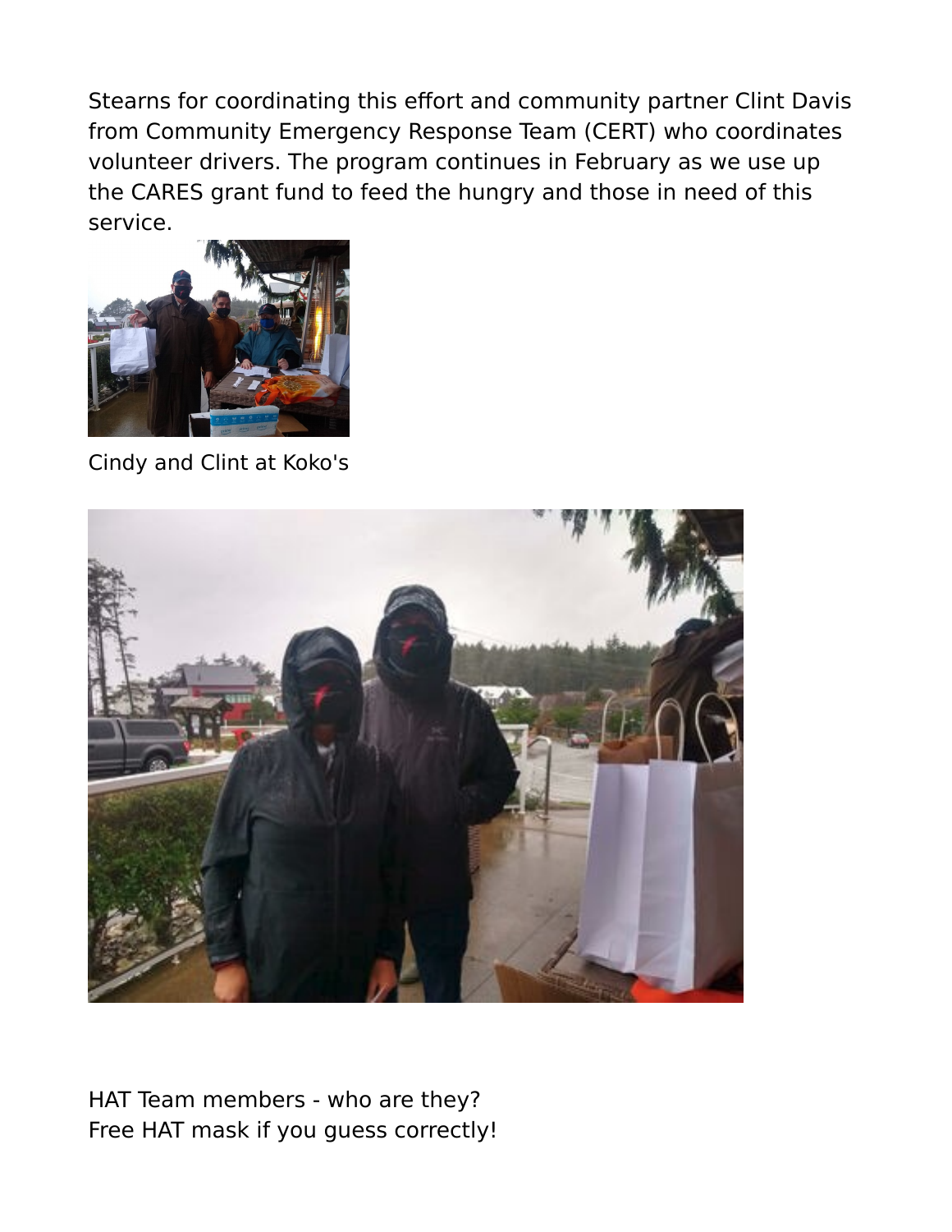Stearns for coordinating this effort and community partner Clint Davis from Community Emergency Response Team (CERT) who coordinates volunteer drivers. The program continues in February as we use up the CARES grant fund to feed the hungry and those in need of this service.

Cindy and Clint at Koko's

HAT Team members - who are they?
Free HAT mask if you guess correctly!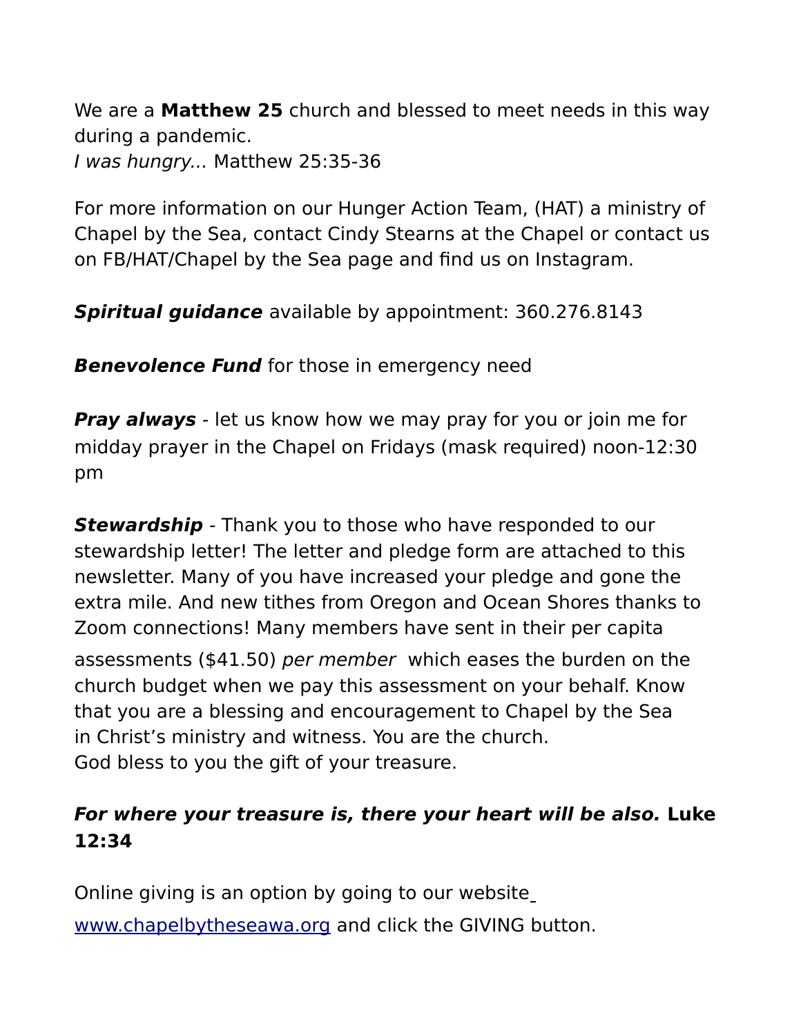We are a **Matthew 25** church and blessed to meet needs in this way during a pandemic.
*I was hungry...* Matthew 25:35-36

For more information on our Hunger Action Team, (HAT) a ministry of Chapel by the Sea, contact Cindy Stearns at the Chapel or contact us on FB/HAT/Chapel by the Sea page and find us on Instagram.

***Spiritual guidance*** available by appointment: 360.276.8143

***Benevolence Fund*** for those in emergency need

***Pray always*** - let us know how we may pray for you or join me for midday prayer in the Chapel on Fridays (mask required) noon-12:30 pm

***Stewardship*** - Thank you to those who have responded to our stewardship letter! The letter and pledge form are attached to this newsletter. Many of you have increased your pledge and gone the extra mile. And new tithes from Oregon and Ocean Shores thanks to Zoom connections! Many members have sent in their per capita assessments ($41.50) *per member* which eases the burden on the church budget when we pay this assessment on your behalf. Know that you are a blessing and encouragement to Chapel by the Sea in Christ's ministry and witness. You are the church.
God bless to you the gift of your treasure.

***For where your treasure is, there your heart will be also.*** **Luke 12:34**

Online giving is an option by going to our website [www.chapelbytheseawa.org](http://www.chapelbytheseawa.org) and click the GIVING button.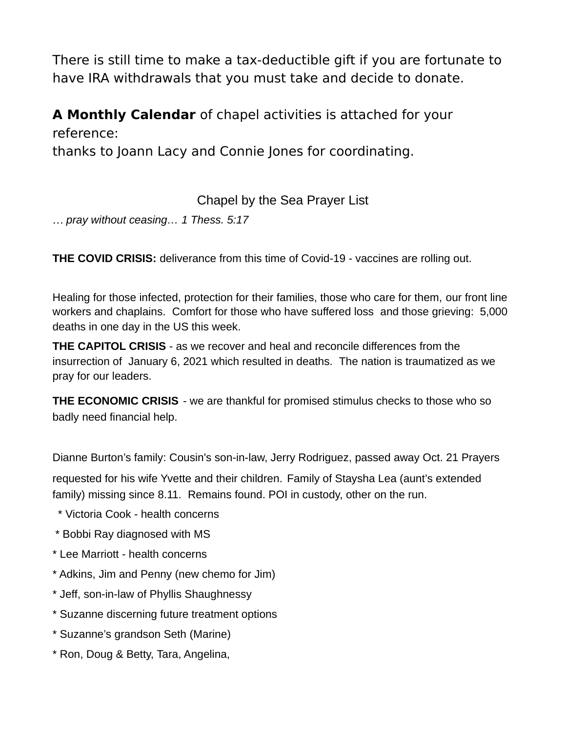There is still time to make a tax-deductible gift if you are fortunate to have IRA withdrawals that you must take and decide to donate.

**A Monthly Calendar** of chapel activities is attached for your reference:
thanks to Joann Lacy and Connie Jones for coordinating.

## Chapel by the Sea Prayer List

*… pray without ceasing… 1 Thess. 5:17*

**THE COVID CRISIS:** deliverance from this time of Covid-19 - vaccines are rolling out.

Healing for those infected, protection for their families, those who care for them, our front line workers and chaplains. Comfort for those who have suffered loss and those grieving: 5,000 deaths in one day in the US this week.

**THE CAPITOL CRISIS** - as we recover and heal and reconcile differences from the insurrection of January 6, 2021 which resulted in deaths. The nation is traumatized as we pray for our leaders.

**THE ECONOMIC CRISIS** - we are thankful for promised stimulus checks to those who so badly need financial help.

Dianne Burton's family: Cousin's son-in-law, Jerry Rodriguez, passed away Oct. 21 Prayers requested for his wife Yvette and their children. Family of Staysha Lea (aunt's extended family) missing since 8.11. Remains found. POI in custody, other on the run.

* Victoria Cook - health concerns
* Bobbi Ray diagnosed with MS
* Lee Marriott - health concerns
* Adkins, Jim and Penny (new chemo for Jim)
* Jeff, son-in-law of Phyllis Shaughnessy
* Suzanne discerning future treatment options
* Suzanne's grandson Seth (Marine)
* Ron, Doug & Betty, Tara, Angelina,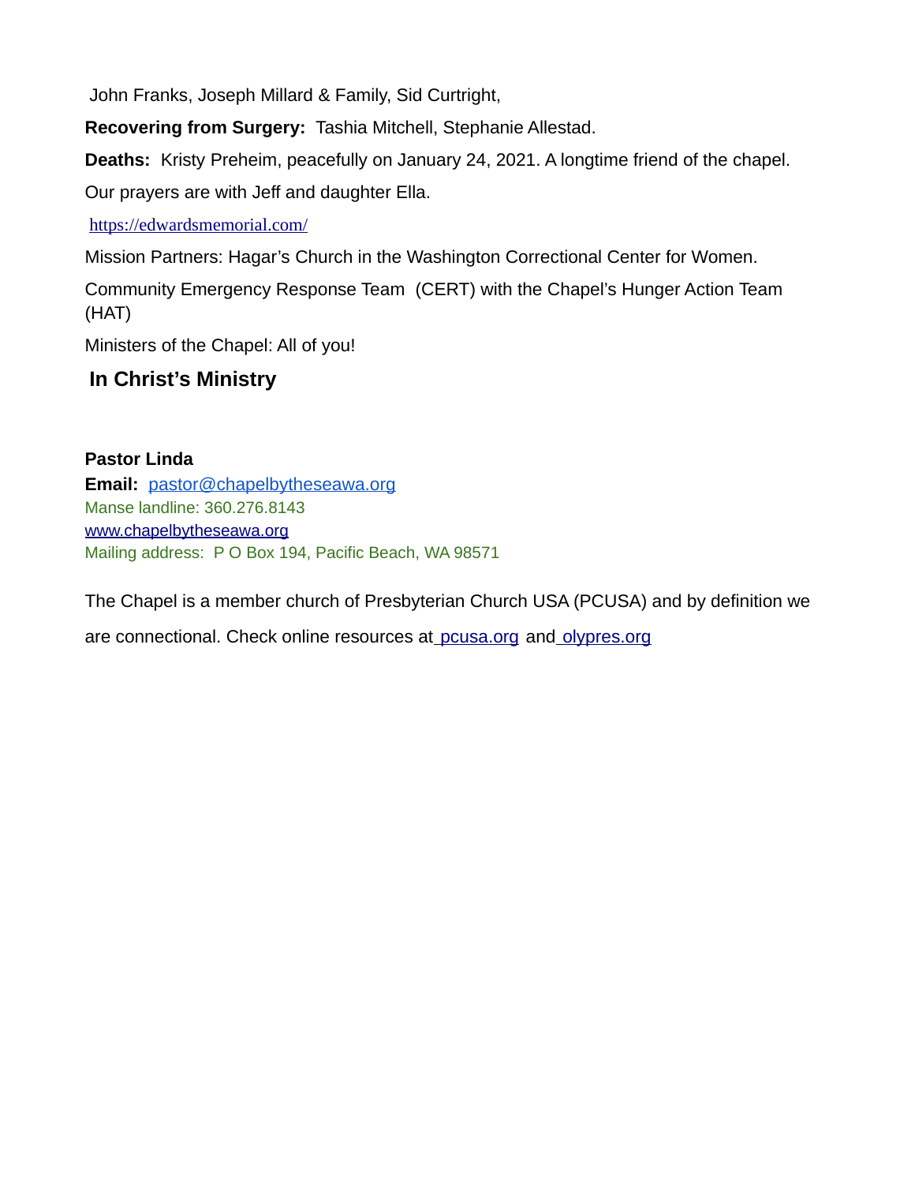John Franks, Joseph Millard & Family, Sid Curtright,

**Recovering from Surgery:** Tashia Mitchell, Stephanie Allestad.

**Deaths:** Kristy Preheim, peacefully on January 24, 2021. A longtime friend of the chapel.

Our prayers are with Jeff and daughter Ella.

https://edwardsmemorial.com/

Mission Partners: Hagar's Church in the Washington Correctional Center for Women.

Community Emergency Response Team (CERT) with the Chapel's Hunger Action Team (HAT)

Ministers of the Chapel: All of you!

## In Christ's Ministry

**Pastor Linda**
**Email:** pastor@chapelbytheseawa.org
Manse landline: 360.276.8143
www.chapelbytheseawa.org
Mailing address: P O Box 194, Pacific Beach, WA 98571

The Chapel is a member church of Presbyterian Church USA (PCUSA) and by definition we are connectional. Check online resources at pcusa.org and olypres.org